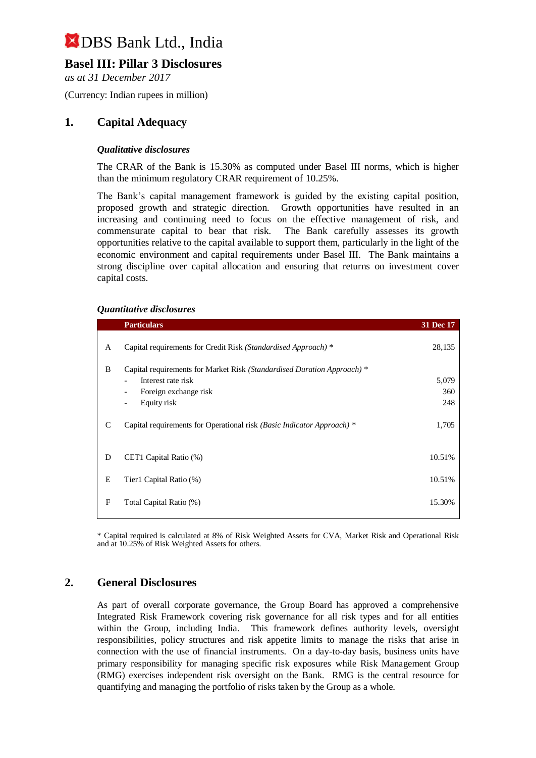# DBS Bank Ltd., India

## Basel III: Pillar 3 Disclosures

*as at 31 December 2017*

(Currency: Indian rupees in million)

## 1. Capital Adequacy

### *Qualitative disclosures*

The CRAR of the Bank is 15.30% as computed under Basel III norms, which is higher than the minimum regulatory CRAR requirement of 10.25%.

The Bank's capital management framework is guided by the existing capital position, proposed growth and strategic direction. Growth opportunities have resulted in an increasing and continuing need to focus on the effective management of risk, and commensurate capital to bear that risk. The Bank carefully assesses its growth opportunities relative to the capital available to support them, particularly in the light of the economic environment and capital requirements under Basel III. The Bank maintains a strong discipline over capital allocation and ensuring that returns on investment cover capital costs.

### *Quantitative disclosures*

| | Particulars | 31 Dec 17 |
|---|---|---|
| A | Capital requirements for Credit Risk *(Standardised Approach)* * | 28,135 |
| B | Capital requirements for Market Risk *(Standardised Duration Approach)* * | |
| | - Interest rate risk | 5,079 |
| | - Foreign exchange risk | 360 |
| | - Equity risk | 248 |
| C | Capital requirements for Operational risk *(Basic Indicator Approach)* * | 1,705 |
| D | CET1 Capital Ratio (%) | 10.51% |
| E | Tier1 Capital Ratio (%) | 10.51% |
| F | Total Capital Ratio (%) | 15.30% |

* Capital required is calculated at 8% of Risk Weighted Assets for CVA, Market Risk and Operational Risk and at 10.25% of Risk Weighted Assets for others.

## 2. General Disclosures

As part of overall corporate governance, the Group Board has approved a comprehensive Integrated Risk Framework covering risk governance for all risk types and for all entities within the Group, including India. This framework defines authority levels, oversight responsibilities, policy structures and risk appetite limits to manage the risks that arise in connection with the use of financial instruments. On a day-to-day basis, business units have primary responsibility for managing specific risk exposures while Risk Management Group (RMG) exercises independent risk oversight on the Bank. RMG is the central resource for quantifying and managing the portfolio of risks taken by the Group as a whole.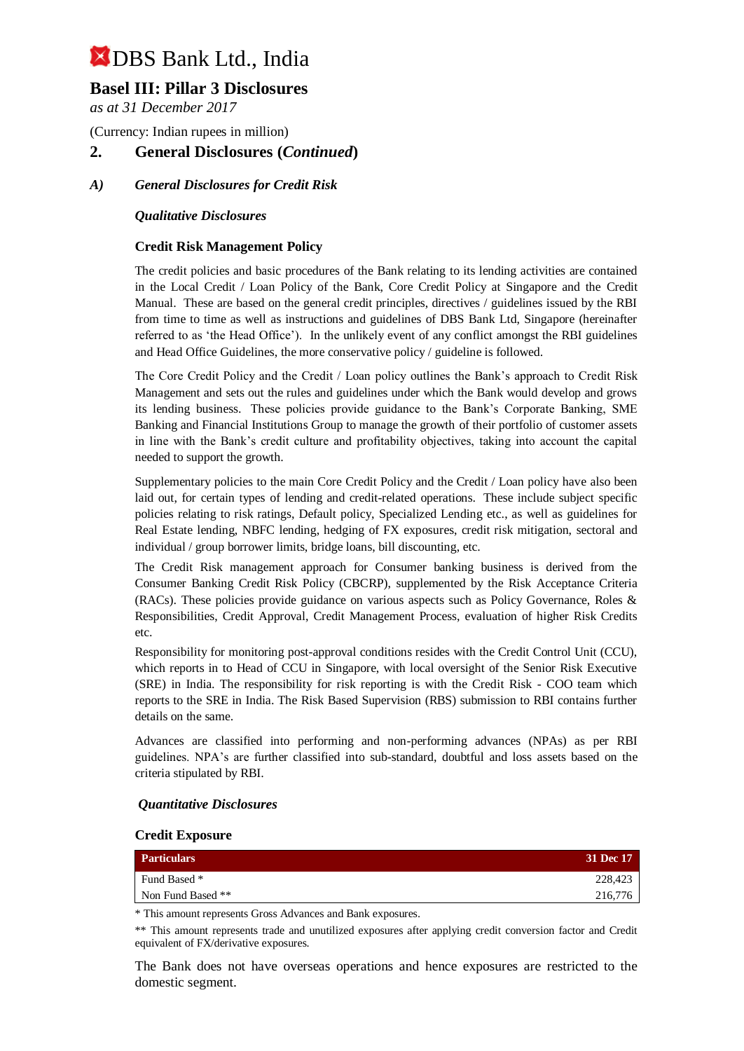# DBS Bank Ltd., India

## Basel III: Pillar 3 Disclosures

*as at 31 December 2017*

(Currency: Indian rupees in million)

## 2. General Disclosures (*Continued*)

### *A) General Disclosures for Credit Risk*

***Qualitative Disclosures***

**Credit Risk Management Policy**

The credit policies and basic procedures of the Bank relating to its lending activities are contained in the Local Credit / Loan Policy of the Bank, Core Credit Policy at Singapore and the Credit Manual. These are based on the general credit principles, directives / guidelines issued by the RBI from time to time as well as instructions and guidelines of DBS Bank Ltd, Singapore (hereinafter referred to as 'the Head Office'). In the unlikely event of any conflict amongst the RBI guidelines and Head Office Guidelines, the more conservative policy / guideline is followed.

The Core Credit Policy and the Credit / Loan policy outlines the Bank's approach to Credit Risk Management and sets out the rules and guidelines under which the Bank would develop and grows its lending business. These policies provide guidance to the Bank's Corporate Banking, SME Banking and Financial Institutions Group to manage the growth of their portfolio of customer assets in line with the Bank's credit culture and profitability objectives, taking into account the capital needed to support the growth.

Supplementary policies to the main Core Credit Policy and the Credit / Loan policy have also been laid out, for certain types of lending and credit-related operations. These include subject specific policies relating to risk ratings, Default policy, Specialized Lending etc., as well as guidelines for Real Estate lending, NBFC lending, hedging of FX exposures, credit risk mitigation, sectoral and individual / group borrower limits, bridge loans, bill discounting, etc.

The Credit Risk management approach for Consumer banking business is derived from the Consumer Banking Credit Risk Policy (CBCRP), supplemented by the Risk Acceptance Criteria (RACs). These policies provide guidance on various aspects such as Policy Governance, Roles & Responsibilities, Credit Approval, Credit Management Process, evaluation of higher Risk Credits etc.

Responsibility for monitoring post-approval conditions resides with the Credit Control Unit (CCU), which reports in to Head of CCU in Singapore, with local oversight of the Senior Risk Executive (SRE) in India. The responsibility for risk reporting is with the Credit Risk - COO team which reports to the SRE in India. The Risk Based Supervision (RBS) submission to RBI contains further details on the same.

Advances are classified into performing and non-performing advances (NPAs) as per RBI guidelines. NPA's are further classified into sub-standard, doubtful and loss assets based on the criteria stipulated by RBI.

***Quantitative Disclosures***

**Credit Exposure**

| Particulars | 31 Dec 17 |
|---|---|
| Fund Based * | 228,423 |
| Non Fund Based ** | 216,776 |

* This amount represents Gross Advances and Bank exposures.

** This amount represents trade and unutilized exposures after applying credit conversion factor and Credit equivalent of FX/derivative exposures.

The Bank does not have overseas operations and hence exposures are restricted to the domestic segment.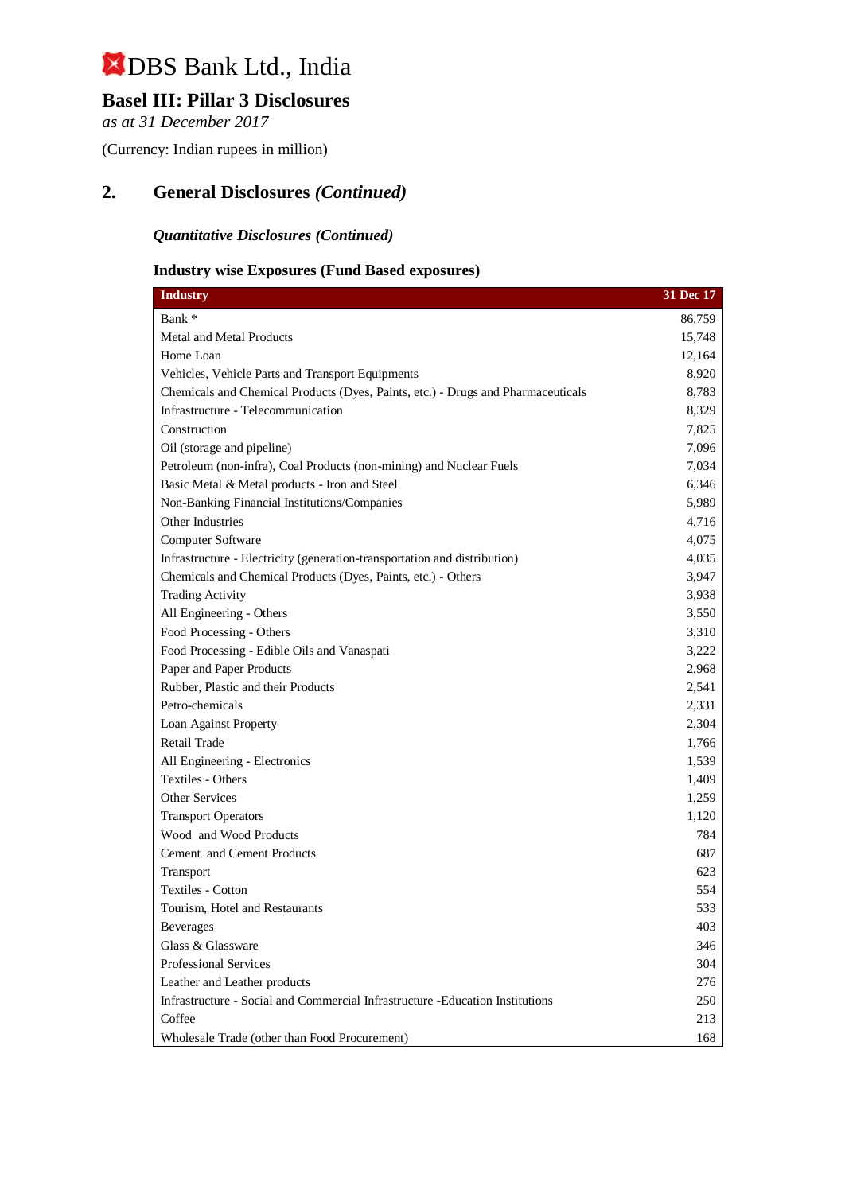# DBS Bank Ltd., India

## Basel III: Pillar 3 Disclosures

*as at 31 December 2017*

(Currency: Indian rupees in million)

## 2. General Disclosures *(Continued)*

### *Quantitative Disclosures (Continued)*

### Industry wise Exposures (Fund Based exposures)

| Industry | 31 Dec 17 |
|---|---|
| Bank * | 86,759 |
| Metal and Metal Products | 15,748 |
| Home Loan | 12,164 |
| Vehicles, Vehicle Parts and Transport Equipments | 8,920 |
| Chemicals and Chemical Products (Dyes, Paints, etc.) - Drugs and Pharmaceuticals | 8,783 |
| Infrastructure - Telecommunication | 8,329 |
| Construction | 7,825 |
| Oil (storage and pipeline) | 7,096 |
| Petroleum (non-infra), Coal Products (non-mining) and Nuclear Fuels | 7,034 |
| Basic Metal & Metal products - Iron and Steel | 6,346 |
| Non-Banking Financial Institutions/Companies | 5,989 |
| Other Industries | 4,716 |
| Computer Software | 4,075 |
| Infrastructure - Electricity (generation-transportation and distribution) | 4,035 |
| Chemicals and Chemical Products (Dyes, Paints, etc.) - Others | 3,947 |
| Trading Activity | 3,938 |
| All Engineering - Others | 3,550 |
| Food Processing - Others | 3,310 |
| Food Processing - Edible Oils and Vanaspati | 3,222 |
| Paper and Paper Products | 2,968 |
| Rubber, Plastic and their Products | 2,541 |
| Petro-chemicals | 2,331 |
| Loan Against Property | 2,304 |
| Retail Trade | 1,766 |
| All Engineering - Electronics | 1,539 |
| Textiles - Others | 1,409 |
| Other Services | 1,259 |
| Transport Operators | 1,120 |
| Wood and Wood Products | 784 |
| Cement and Cement Products | 687 |
| Transport | 623 |
| Textiles - Cotton | 554 |
| Tourism, Hotel and Restaurants | 533 |
| Beverages | 403 |
| Glass & Glassware | 346 |
| Professional Services | 304 |
| Leather and Leather products | 276 |
| Infrastructure - Social and Commercial Infrastructure -Education Institutions | 250 |
| Coffee | 213 |
| Wholesale Trade (other than Food Procurement) | 168 |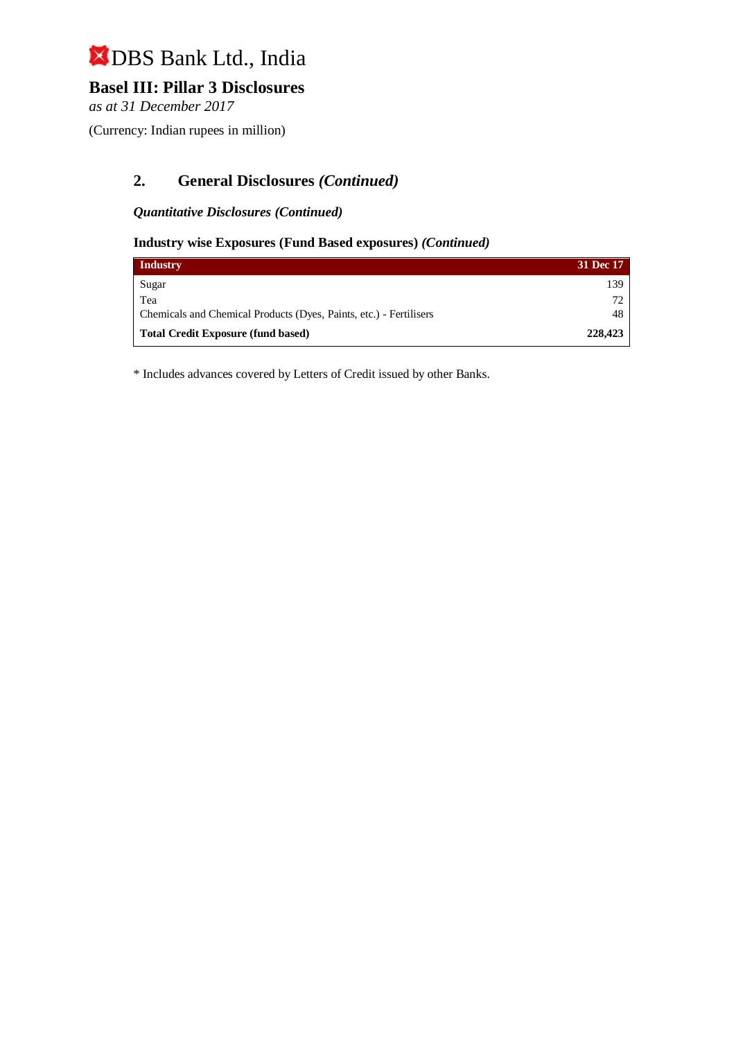# DBS Bank Ltd., India

## Basel III: Pillar 3 Disclosures

*as at 31 December 2017*

(Currency: Indian rupees in million)

### 2. General Disclosures *(Continued)*

***Quantitative Disclosures (Continued)***

**Industry wise Exposures (Fund Based exposures)** ***(Continued)***

| Industry | 31 Dec 17 |
|---|---|
| Sugar | 139 |
| Tea | 72 |
| Chemicals and Chemical Products (Dyes, Paints, etc.) - Fertilisers | 48 |
| **Total Credit Exposure (fund based)** | **228,423** |

* Includes advances covered by Letters of Credit issued by other Banks.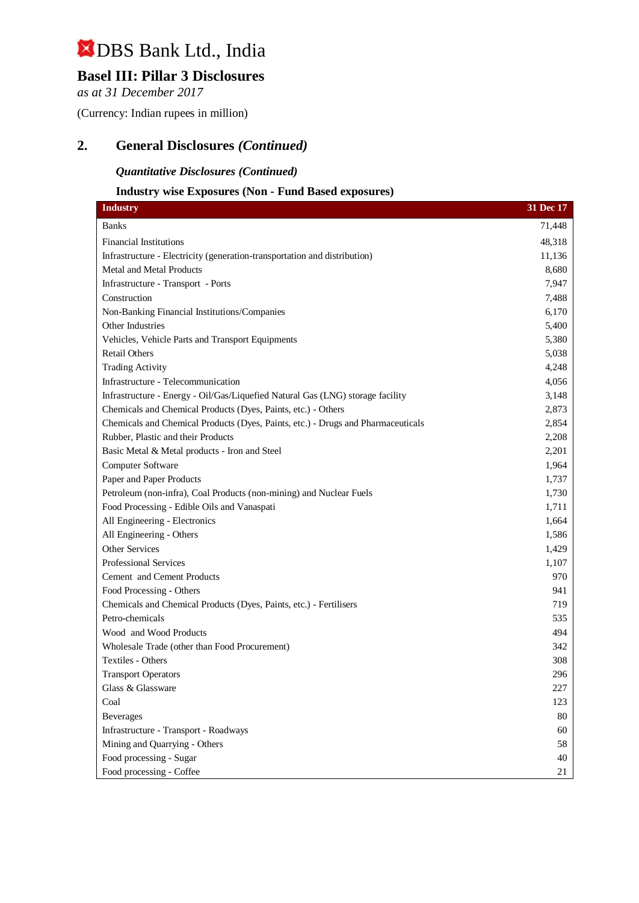# DBS Bank Ltd., India

## Basel III: Pillar 3 Disclosures

*as at 31 December 2017*

(Currency: Indian rupees in million)

## 2. General Disclosures *(Continued)*

### *Quantitative Disclosures (Continued)*

### Industry wise Exposures (Non - Fund Based exposures)

| Industry | 31 Dec 17 |
|---|---|
| Banks | 71,448 |
| Financial Institutions | 48,318 |
| Infrastructure - Electricity (generation-transportation and distribution) | 11,136 |
| Metal and Metal Products | 8,680 |
| Infrastructure - Transport - Ports | 7,947 |
| Construction | 7,488 |
| Non-Banking Financial Institutions/Companies | 6,170 |
| Other Industries | 5,400 |
| Vehicles, Vehicle Parts and Transport Equipments | 5,380 |
| Retail Others | 5,038 |
| Trading Activity | 4,248 |
| Infrastructure - Telecommunication | 4,056 |
| Infrastructure - Energy - Oil/Gas/Liquefied Natural Gas (LNG) storage facility | 3,148 |
| Chemicals and Chemical Products (Dyes, Paints, etc.) - Others | 2,873 |
| Chemicals and Chemical Products (Dyes, Paints, etc.) - Drugs and Pharmaceuticals | 2,854 |
| Rubber, Plastic and their Products | 2,208 |
| Basic Metal & Metal products - Iron and Steel | 2,201 |
| Computer Software | 1,964 |
| Paper and Paper Products | 1,737 |
| Petroleum (non-infra), Coal Products (non-mining) and Nuclear Fuels | 1,730 |
| Food Processing - Edible Oils and Vanaspati | 1,711 |
| All Engineering - Electronics | 1,664 |
| All Engineering - Others | 1,586 |
| Other Services | 1,429 |
| Professional Services | 1,107 |
| Cement and Cement Products | 970 |
| Food Processing - Others | 941 |
| Chemicals and Chemical Products (Dyes, Paints, etc.) - Fertilisers | 719 |
| Petro-chemicals | 535 |
| Wood and Wood Products | 494 |
| Wholesale Trade (other than Food Procurement) | 342 |
| Textiles - Others | 308 |
| Transport Operators | 296 |
| Glass & Glassware | 227 |
| Coal | 123 |
| Beverages | 80 |
| Infrastructure - Transport - Roadways | 60 |
| Mining and Quarrying - Others | 58 |
| Food processing - Sugar | 40 |
| Food processing - Coffee | 21 |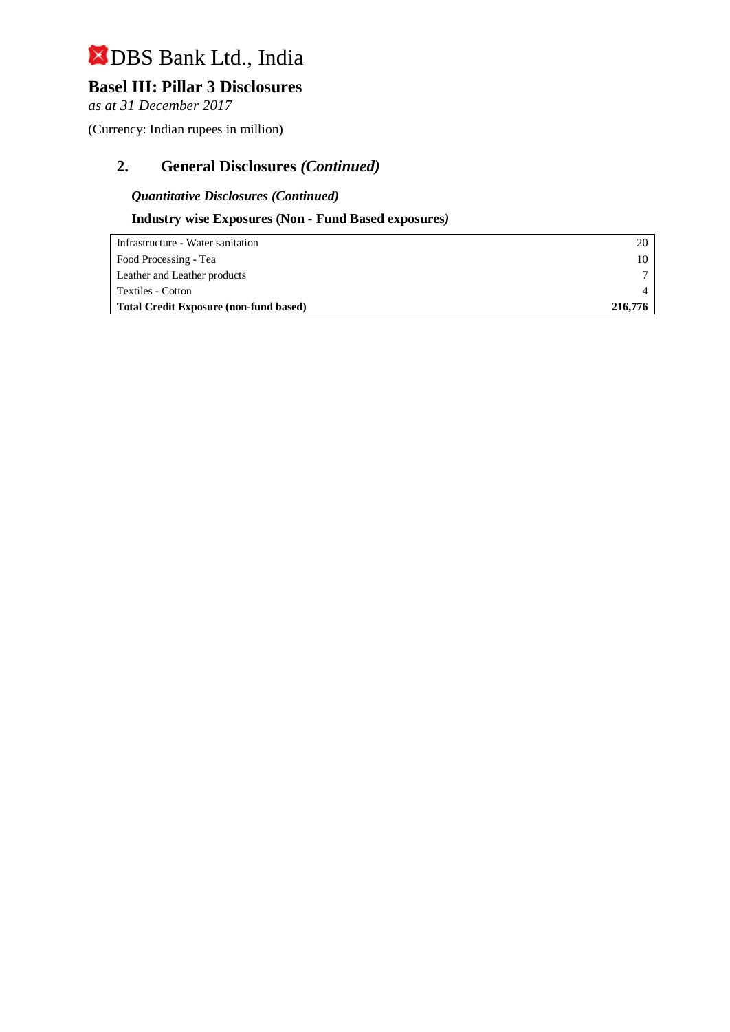# DBS Bank Ltd., India

## Basel III: Pillar 3 Disclosures

*as at 31 December 2017*

(Currency: Indian rupees in million)

## 2. General Disclosures *(Continued)*

***Quantitative Disclosures (Continued)***

**Industry wise Exposures (Non - Fund Based exposures*)***

| | |
|---|---:|
| Infrastructure - Water sanitation | 20 |
| Food Processing - Tea | 10 |
| Leather and Leather products | 7 |
| Textiles - Cotton | 4 |
| **Total Credit Exposure (non-fund based)** | **216,776** |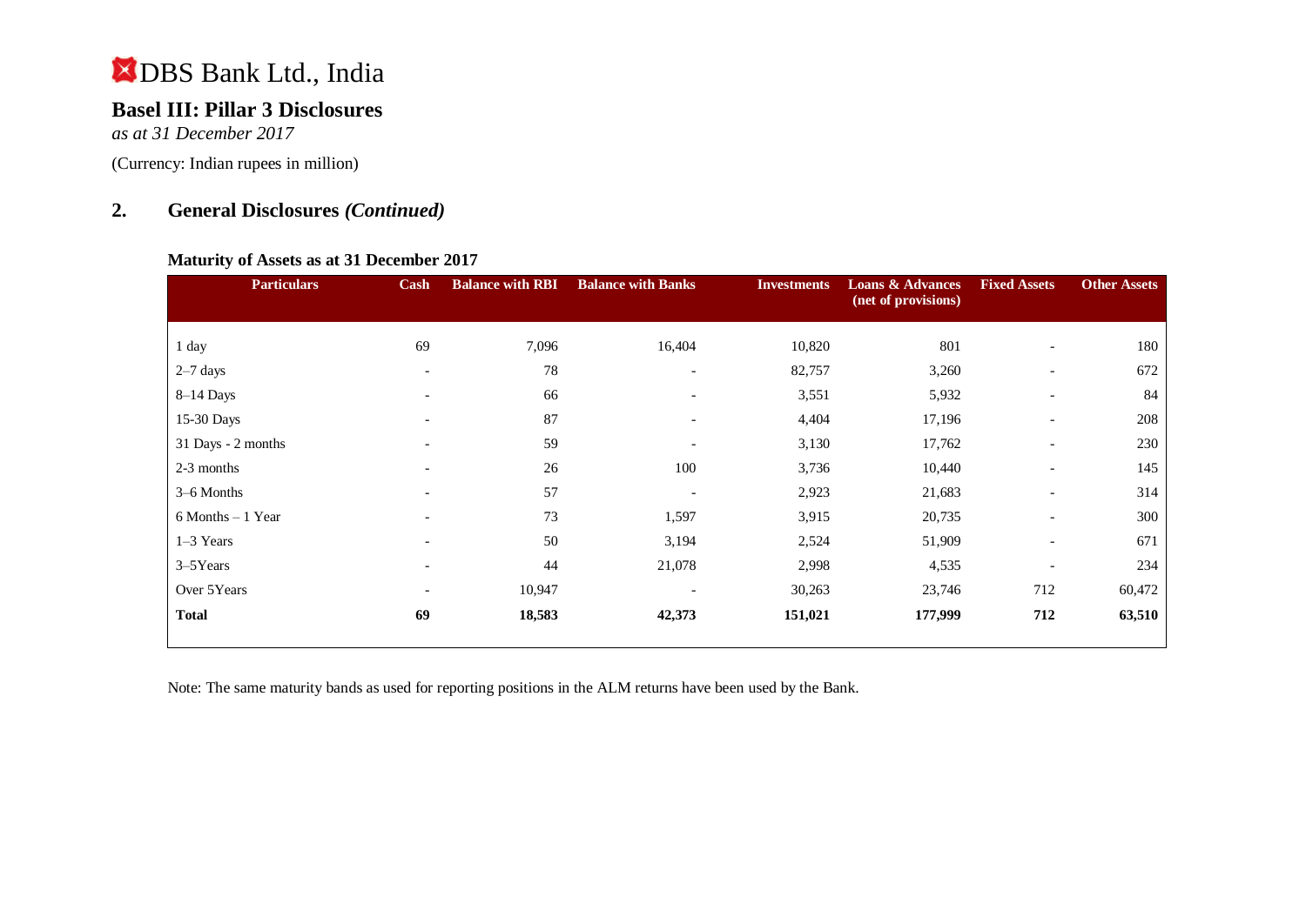# DBS Bank Ltd., India

## Basel III: Pillar 3 Disclosures

*as at 31 December 2017*

(Currency: Indian rupees in million)

## 2. General Disclosures *(Continued)*

### Maturity of Assets as at 31 December 2017

| Particulars | Cash | Balance with RBI | Balance with Banks | Investments | Loans & Advances (net of provisions) | Fixed Assets | Other Assets |
|---|---|---|---|---|---|---|---|
| 1 day | 69 | 7,096 | 16,404 | 10,820 | 801 | - | 180 |
| 2–7 days | - | 78 | - | 82,757 | 3,260 | - | 672 |
| 8–14 Days | - | 66 | - | 3,551 | 5,932 | - | 84 |
| 15-30 Days | - | 87 | - | 4,404 | 17,196 | - | 208 |
| 31 Days - 2 months | - | 59 | - | 3,130 | 17,762 | - | 230 |
| 2-3 months | - | 26 | 100 | 3,736 | 10,440 | - | 145 |
| 3–6 Months | - | 57 | - | 2,923 | 21,683 | - | 314 |
| 6 Months – 1 Year | - | 73 | 1,597 | 3,915 | 20,735 | - | 300 |
| 1–3 Years | - | 50 | 3,194 | 2,524 | 51,909 | - | 671 |
| 3–5Years | - | 44 | 21,078 | 2,998 | 4,535 | - | 234 |
| Over 5Years | - | 10,947 | - | 30,263 | 23,746 | 712 | 60,472 |
| **Total** | **69** | **18,583** | **42,373** | **151,021** | **177,999** | **712** | **63,510** |

Note: The same maturity bands as used for reporting positions in the ALM returns have been used by the Bank.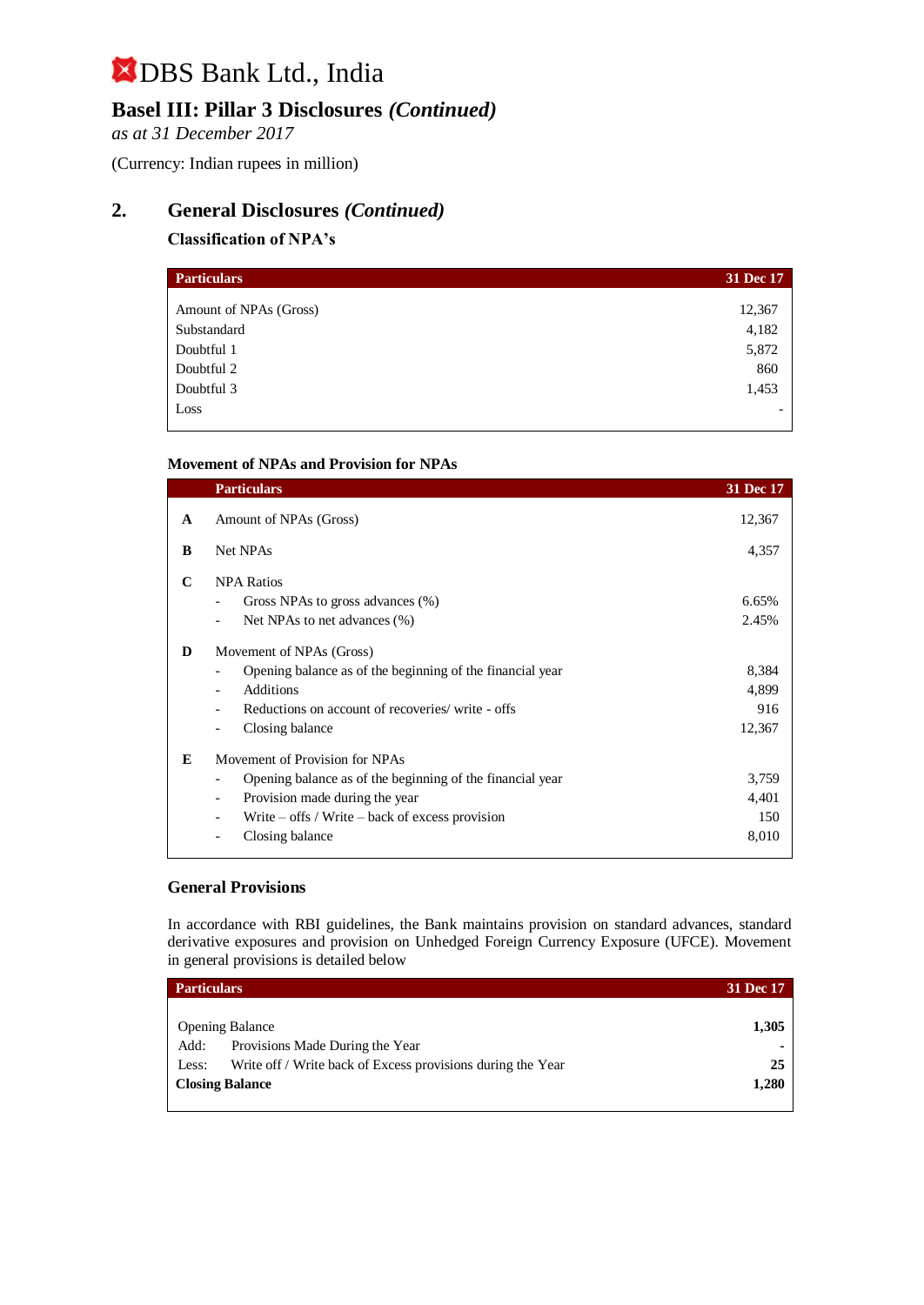# DBS Bank Ltd., India

## Basel III: Pillar 3 Disclosures *(Continued)*

*as at 31 December 2017*

(Currency: Indian rupees in million)

## 2. General Disclosures *(Continued)*

### Classification of NPA's

| Particulars | 31 Dec 17 |
|---|---|
| Amount of NPAs (Gross) | 12,367 |
| Substandard | 4,182 |
| Doubtful 1 | 5,872 |
| Doubtful 2 | 860 |
| Doubtful 3 | 1,453 |
| Loss | - |

### Movement of NPAs and Provision for NPAs

| | Particulars | 31 Dec 17 |
|---|---|---|
| **A** | Amount of NPAs (Gross) | 12,367 |
| **B** | Net NPAs | 4,357 |
| **C** | NPA Ratios | |
| | - Gross NPAs to gross advances (%) | 6.65% |
| | - Net NPAs to net advances (%) | 2.45% |
| **D** | Movement of NPAs (Gross) | |
| | - Opening balance as of the beginning of the financial year | 8,384 |
| | - Additions | 4,899 |
| | - Reductions on account of recoveries/ write - offs | 916 |
| | - Closing balance | 12,367 |
| **E** | Movement of Provision for NPAs | |
| | - Opening balance as of the beginning of the financial year | 3,759 |
| | - Provision made during the year | 4,401 |
| | - Write – offs / Write – back of excess provision | 150 |
| | - Closing balance | 8,010 |

### General Provisions

In accordance with RBI guidelines, the Bank maintains provision on standard advances, standard derivative exposures and provision on Unhedged Foreign Currency Exposure (UFCE). Movement in general provisions is detailed below

| Particulars | 31 Dec 17 |
|---|---|
| Opening Balance | **1,305** |
| Add: Provisions Made During the Year | **-** |
| Less: Write off / Write back of Excess provisions during the Year | **25** |
| **Closing Balance** | **1,280** |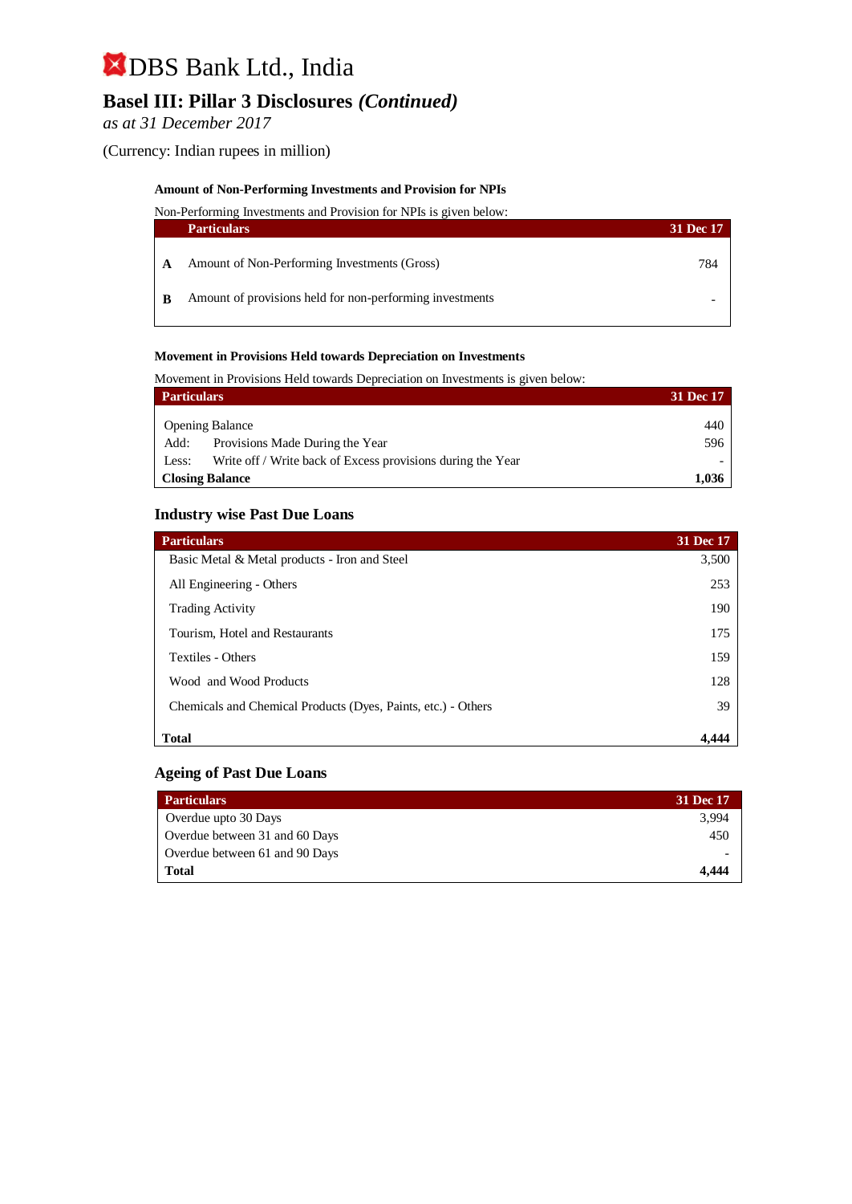# DBS Bank Ltd., India

## Basel III: Pillar 3 Disclosures *(Continued)*

*as at 31 December 2017*

(Currency: Indian rupees in million)

**Amount of Non-Performing Investments and Provision for NPIs**

Non-Performing Investments and Provision for NPIs is given below:

| | Particulars | 31 Dec 17 |
|---|---|---|
| **A** | Amount of Non-Performing Investments (Gross) | 784 |
| **B** | Amount of provisions held for non-performing investments | - |

**Movement in Provisions Held towards Depreciation on Investments**

Movement in Provisions Held towards Depreciation on Investments is given below:

| Particulars | | 31 Dec 17 |
|---|---|---|
| Opening Balance | | 440 |
| Add: | Provisions Made During the Year | 596 |
| Less: | Write off / Write back of Excess provisions during the Year | - |
| **Closing Balance** | | **1,036** |

### Industry wise Past Due Loans

| Particulars | 31 Dec 17 |
|---|---|
| Basic Metal & Metal products - Iron and Steel | 3,500 |
| All Engineering - Others | 253 |
| Trading Activity | 190 |
| Tourism, Hotel and Restaurants | 175 |
| Textiles - Others | 159 |
| Wood and Wood Products | 128 |
| Chemicals and Chemical Products (Dyes, Paints, etc.) - Others | 39 |
| **Total** | **4,444** |

### Ageing of Past Due Loans

| Particulars | 31 Dec 17 |
|---|---|
| Overdue upto 30 Days | 3,994 |
| Overdue between 31 and 60 Days | 450 |
| Overdue between 61 and 90 Days | - |
| **Total** | **4,444** |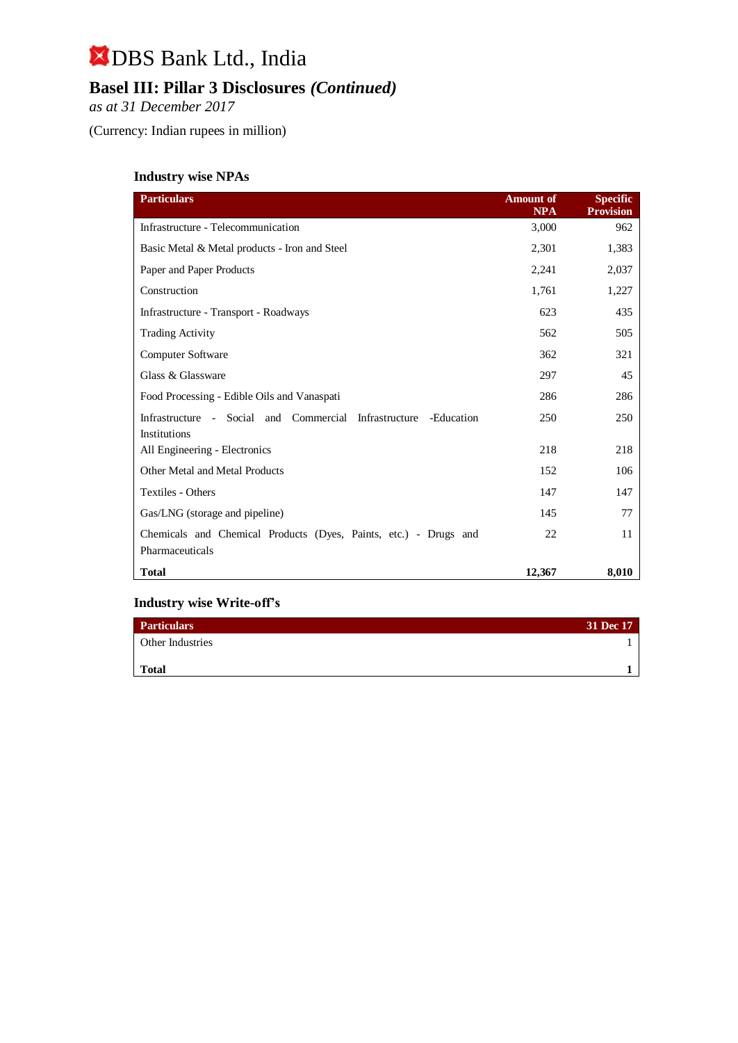# DBS Bank Ltd., India

## Basel III: Pillar 3 Disclosures *(Continued)*

*as at 31 December 2017*

(Currency: Indian rupees in million)

### Industry wise NPAs

| Particulars | Amount of NPA | Specific Provision |
|---|---|---|
| Infrastructure - Telecommunication | 3,000 | 962 |
| Basic Metal & Metal products - Iron and Steel | 2,301 | 1,383 |
| Paper and Paper Products | 2,241 | 2,037 |
| Construction | 1,761 | 1,227 |
| Infrastructure - Transport - Roadways | 623 | 435 |
| Trading Activity | 562 | 505 |
| Computer Software | 362 | 321 |
| Glass & Glassware | 297 | 45 |
| Food Processing - Edible Oils and Vanaspati | 286 | 286 |
| Infrastructure - Social and Commercial Infrastructure -Education Institutions | 250 | 250 |
| All Engineering - Electronics | 218 | 218 |
| Other Metal and Metal Products | 152 | 106 |
| Textiles - Others | 147 | 147 |
| Gas/LNG (storage and pipeline) | 145 | 77 |
| Chemicals and Chemical Products (Dyes, Paints, etc.) - Drugs and Pharmaceuticals | 22 | 11 |
| **Total** | **12,367** | **8,010** |

### Industry wise Write-off's

| Particulars | 31 Dec 17 |
|---|---|
| Other Industries | 1 |
| **Total** | **1** |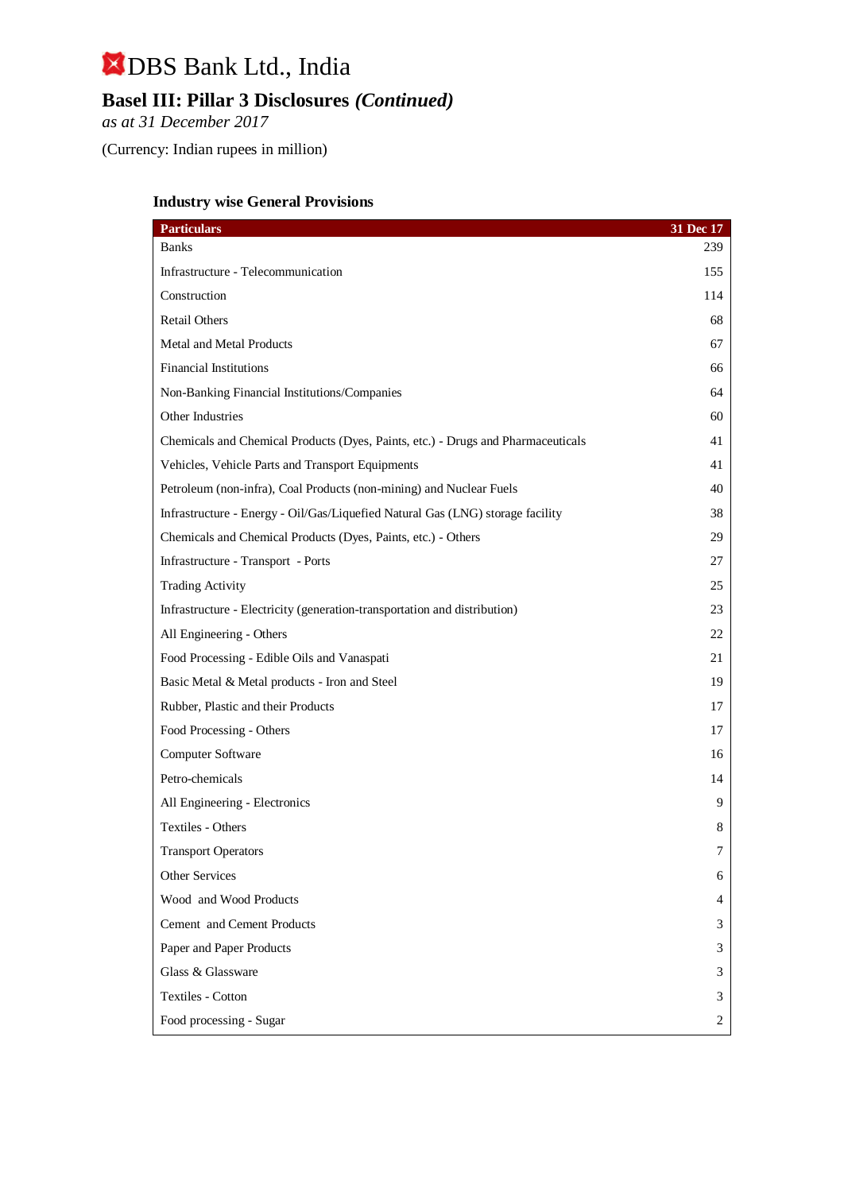# DBS Bank Ltd., India

## Basel III: Pillar 3 Disclosures *(Continued)*

*as at 31 December 2017*

(Currency: Indian rupees in million)

### Industry wise General Provisions

| Particulars | 31 Dec 17 |
|---|---|
| Banks | 239 |
| Infrastructure - Telecommunication | 155 |
| Construction | 114 |
| Retail Others | 68 |
| Metal and Metal Products | 67 |
| Financial Institutions | 66 |
| Non-Banking Financial Institutions/Companies | 64 |
| Other Industries | 60 |
| Chemicals and Chemical Products (Dyes, Paints, etc.) - Drugs and Pharmaceuticals | 41 |
| Vehicles, Vehicle Parts and Transport Equipments | 41 |
| Petroleum (non-infra), Coal Products (non-mining) and Nuclear Fuels | 40 |
| Infrastructure - Energy - Oil/Gas/Liquefied Natural Gas (LNG) storage facility | 38 |
| Chemicals and Chemical Products (Dyes, Paints, etc.) - Others | 29 |
| Infrastructure - Transport - Ports | 27 |
| Trading Activity | 25 |
| Infrastructure - Electricity (generation-transportation and distribution) | 23 |
| All Engineering - Others | 22 |
| Food Processing - Edible Oils and Vanaspati | 21 |
| Basic Metal & Metal products - Iron and Steel | 19 |
| Rubber, Plastic and their Products | 17 |
| Food Processing - Others | 17 |
| Computer Software | 16 |
| Petro-chemicals | 14 |
| All Engineering - Electronics | 9 |
| Textiles - Others | 8 |
| Transport Operators | 7 |
| Other Services | 6 |
| Wood and Wood Products | 4 |
| Cement and Cement Products | 3 |
| Paper and Paper Products | 3 |
| Glass & Glassware | 3 |
| Textiles - Cotton | 3 |
| Food processing - Sugar | 2 |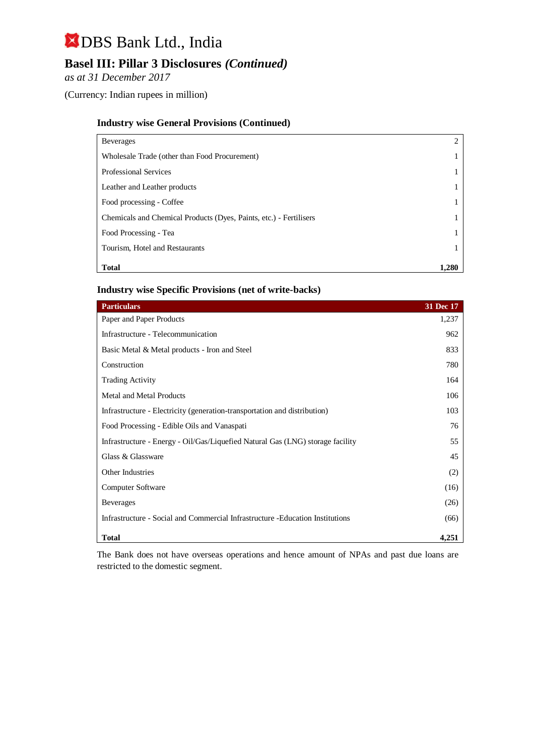# DBS Bank Ltd., India

## Basel III: Pillar 3 Disclosures *(Continued)*

*as at 31 December 2017*

(Currency: Indian rupees in million)

### Industry wise General Provisions (Continued)

| | |
|---|---|
| Beverages | 2 |
| Wholesale Trade (other than Food Procurement) | 1 |
| Professional Services | 1 |
| Leather and Leather products | 1 |
| Food processing - Coffee | 1 |
| Chemicals and Chemical Products (Dyes, Paints, etc.) - Fertilisers | 1 |
| Food Processing - Tea | 1 |
| Tourism, Hotel and Restaurants | 1 |
| **Total** | **1,280** |

### Industry wise Specific Provisions (net of write-backs)

| Particulars | 31 Dec 17 |
|---|---|
| Paper and Paper Products | 1,237 |
| Infrastructure - Telecommunication | 962 |
| Basic Metal & Metal products - Iron and Steel | 833 |
| Construction | 780 |
| Trading Activity | 164 |
| Metal and Metal Products | 106 |
| Infrastructure - Electricity (generation-transportation and distribution) | 103 |
| Food Processing - Edible Oils and Vanaspati | 76 |
| Infrastructure - Energy - Oil/Gas/Liquefied Natural Gas (LNG) storage facility | 55 |
| Glass & Glassware | 45 |
| Other Industries | (2) |
| Computer Software | (16) |
| Beverages | (26) |
| Infrastructure - Social and Commercial Infrastructure -Education Institutions | (66) |
| **Total** | **4,251** |

The Bank does not have overseas operations and hence amount of NPAs and past due loans are restricted to the domestic segment.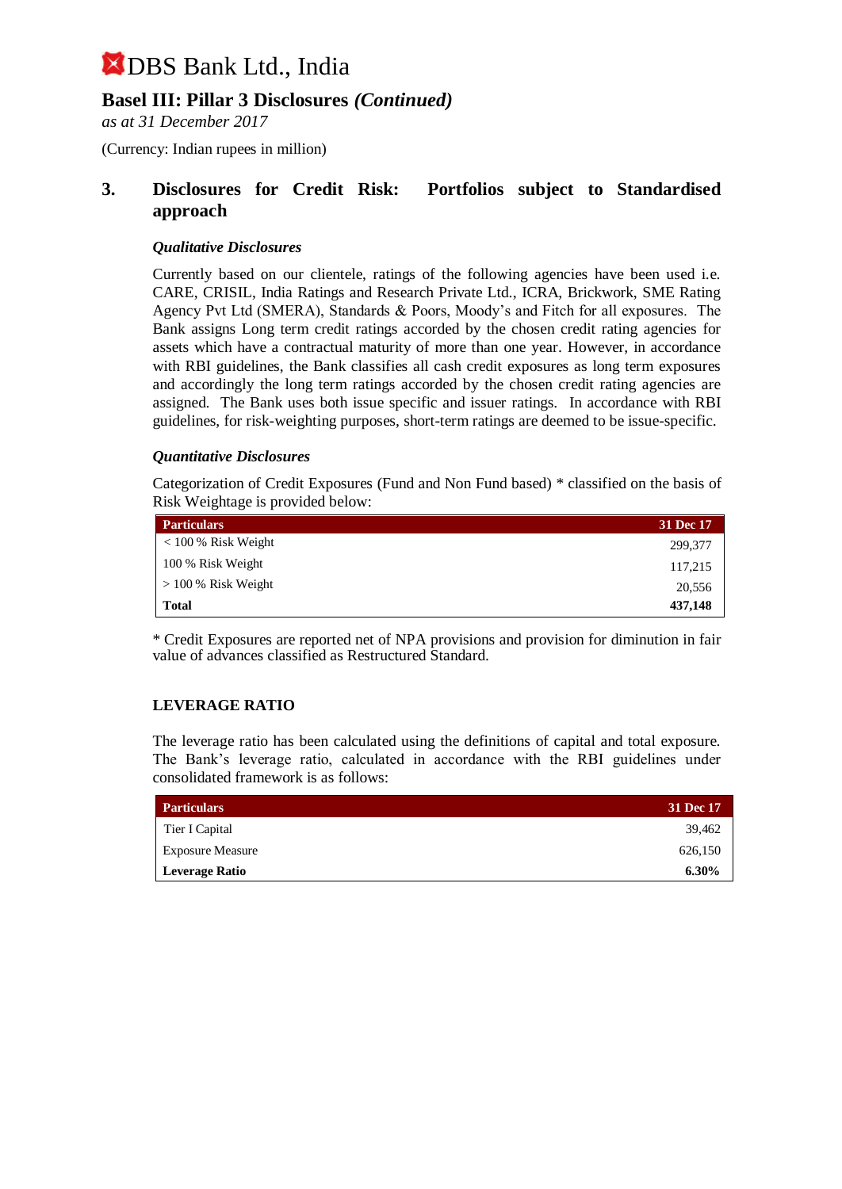# DBS Bank Ltd., India

## Basel III: Pillar 3 Disclosures *(Continued)*

*as at 31 December 2017*

(Currency: Indian rupees in million)

## 3. Disclosures for Credit Risk: Portfolios subject to Standardised approach

### *Qualitative Disclosures*

Currently based on our clientele, ratings of the following agencies have been used i.e. CARE, CRISIL, India Ratings and Research Private Ltd., ICRA, Brickwork, SME Rating Agency Pvt Ltd (SMERA), Standards & Poors, Moody's and Fitch for all exposures. The Bank assigns Long term credit ratings accorded by the chosen credit rating agencies for assets which have a contractual maturity of more than one year. However, in accordance with RBI guidelines, the Bank classifies all cash credit exposures as long term exposures and accordingly the long term ratings accorded by the chosen credit rating agencies are assigned. The Bank uses both issue specific and issuer ratings. In accordance with RBI guidelines, for risk-weighting purposes, short-term ratings are deemed to be issue-specific.

### *Quantitative Disclosures*

Categorization of Credit Exposures (Fund and Non Fund based) * classified on the basis of Risk Weightage is provided below:

| Particulars | 31 Dec 17 |
|---|---|
| < 100 % Risk Weight | 299,377 |
| 100 % Risk Weight | 117,215 |
| > 100 % Risk Weight | 20,556 |
| **Total** | **437,148** |

* Credit Exposures are reported net of NPA provisions and provision for diminution in fair value of advances classified as Restructured Standard.

### LEVERAGE RATIO

The leverage ratio has been calculated using the definitions of capital and total exposure. The Bank's leverage ratio, calculated in accordance with the RBI guidelines under consolidated framework is as follows:

| Particulars | 31 Dec 17 |
|---|---|
| Tier I Capital | 39,462 |
| Exposure Measure | 626,150 |
| **Leverage Ratio** | **6.30%** |